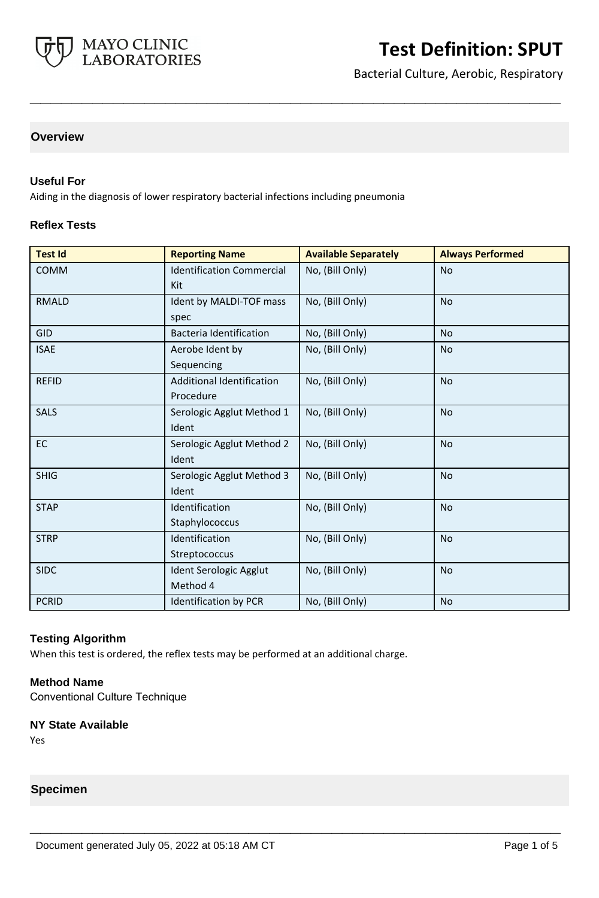# Test Definition: SPUT

Bacterial Culture, Aerobic, Respiratory

## Overview

### Useful For

Aiding in the diagnosis of lower respiratory bacterial infections including pneumonia

### Reflex Tests

| Test Id | Reporting Name | Available Separately | Always Performed |
|---|---|---|---|
| COMM | Identification Commercial Kit | No, (Bill Only) | No |
| RMALD | Ident by MALDI-TOF mass spec | No, (Bill Only) | No |
| GID | Bacteria Identification | No, (Bill Only) | No |
| ISAE | Aerobe Ident by Sequencing | No, (Bill Only) | No |
| REFID | Additional Identification Procedure | No, (Bill Only) | No |
| SALS | Serologic Agglut Method 1 Ident | No, (Bill Only) | No |
| EC | Serologic Agglut Method 2 Ident | No, (Bill Only) | No |
| SHIG | Serologic Agglut Method 3 Ident | No, (Bill Only) | No |
| STAP | Identification Staphylococcus | No, (Bill Only) | No |
| STRP | Identification Streptococcus | No, (Bill Only) | No |
| SIDC | Ident Serologic Agglut Method 4 | No, (Bill Only) | No |
| PCRID | Identification by PCR | No, (Bill Only) | No |

### Testing Algorithm

When this test is ordered, the reflex tests may be performed at an additional charge.

### Method Name

Conventional Culture Technique

### NY State Available

Yes

## Specimen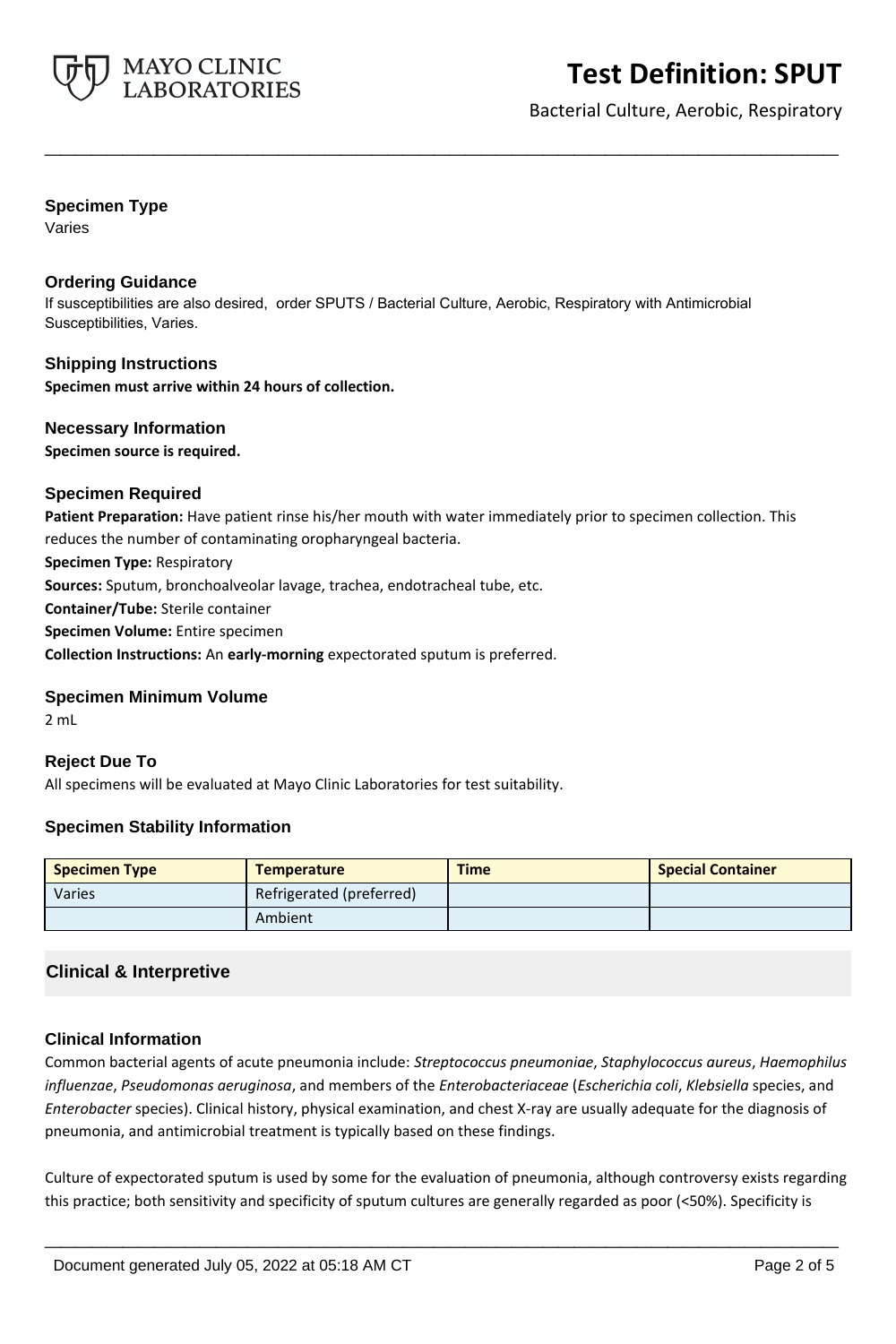**Specimen Type**
Varies

**Ordering Guidance**
If susceptibilities are also desired, order SPUTS / Bacterial Culture, Aerobic, Respiratory with Antimicrobial Susceptibilities, Varies.

**Shipping Instructions**
**Specimen must arrive within 24 hours of collection.**

**Necessary Information**
**Specimen source is required.**

**Specimen Required**
**Patient Preparation:** Have patient rinse his/her mouth with water immediately prior to specimen collection. This reduces the number of contaminating oropharyngeal bacteria.
**Specimen Type:** Respiratory
**Sources:** Sputum, bronchoalveolar lavage, trachea, endotracheal tube, etc.
**Container/Tube:** Sterile container
**Specimen Volume:** Entire specimen
**Collection Instructions:** An **early-morning** expectorated sputum is preferred.

**Specimen Minimum Volume**
2 mL

**Reject Due To**
All specimens will be evaluated at Mayo Clinic Laboratories for test suitability.

**Specimen Stability Information**

| Specimen Type | Temperature | Time | Special Container |
|---|---|---|---|
| Varies | Refrigerated (preferred) | | |
| | Ambient | | |

## Clinical & Interpretive

**Clinical Information**
Common bacterial agents of acute pneumonia include: *Streptococcus pneumoniae*, *Staphylococcus aureus*, *Haemophilus influenzae*, *Pseudomonas aeruginosa*, and members of the *Enterobacteriaceae* (*Escherichia coli*, *Klebsiella* species, and *Enterobacter* species). Clinical history, physical examination, and chest X-ray are usually adequate for the diagnosis of pneumonia, and antimicrobial treatment is typically based on these findings.

Culture of expectorated sputum is used by some for the evaluation of pneumonia, although controversy exists regarding this practice; both sensitivity and specificity of sputum cultures are generally regarded as poor (<50%). Specificity is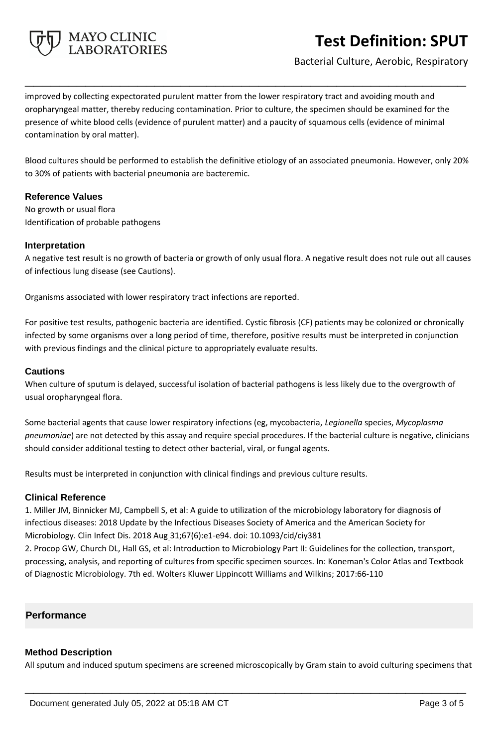improved by collecting expectorated purulent matter from the lower respiratory tract and avoiding mouth and oropharyngeal matter, thereby reducing contamination. Prior to culture, the specimen should be examined for the presence of white blood cells (evidence of purulent matter) and a paucity of squamous cells (evidence of minimal contamination by oral matter).

Blood cultures should be performed to establish the definitive etiology of an associated pneumonia. However, only 20% to 30% of patients with bacterial pneumonia are bacteremic.

### Reference Values

No growth or usual flora
Identification of probable pathogens

### Interpretation

A negative test result is no growth of bacteria or growth of only usual flora. A negative result does not rule out all causes of infectious lung disease (see Cautions).

Organisms associated with lower respiratory tract infections are reported.

For positive test results, pathogenic bacteria are identified. Cystic fibrosis (CF) patients may be colonized or chronically infected by some organisms over a long period of time, therefore, positive results must be interpreted in conjunction with previous findings and the clinical picture to appropriately evaluate results.

### Cautions

When culture of sputum is delayed, successful isolation of bacterial pathogens is less likely due to the overgrowth of usual oropharyngeal flora.

Some bacterial agents that cause lower respiratory infections (eg, mycobacteria, *Legionella* species, *Mycoplasma pneumoniae*) are not detected by this assay and require special procedures. If the bacterial culture is negative, clinicians should consider additional testing to detect other bacterial, viral, or fungal agents.

Results must be interpreted in conjunction with clinical findings and previous culture results.

### Clinical Reference

1. Miller JM, Binnicker MJ, Campbell S, et al: A guide to utilization of the microbiology laboratory for diagnosis of infectious diseases: 2018 Update by the Infectious Diseases Society of America and the American Society for Microbiology. Clin Infect Dis. 2018 Aug 31;67(6):e1-e94. doi: 10.1093/cid/ciy381
2. Procop GW, Church DL, Hall GS, et al: Introduction to Microbiology Part II: Guidelines for the collection, transport, processing, analysis, and reporting of cultures from specific specimen sources. In: Koneman's Color Atlas and Textbook of Diagnostic Microbiology. 7th ed. Wolters Kluwer Lippincott Williams and Wilkins; 2017:66-110

## Performance

### Method Description

All sputum and induced sputum specimens are screened microscopically by Gram stain to avoid culturing specimens that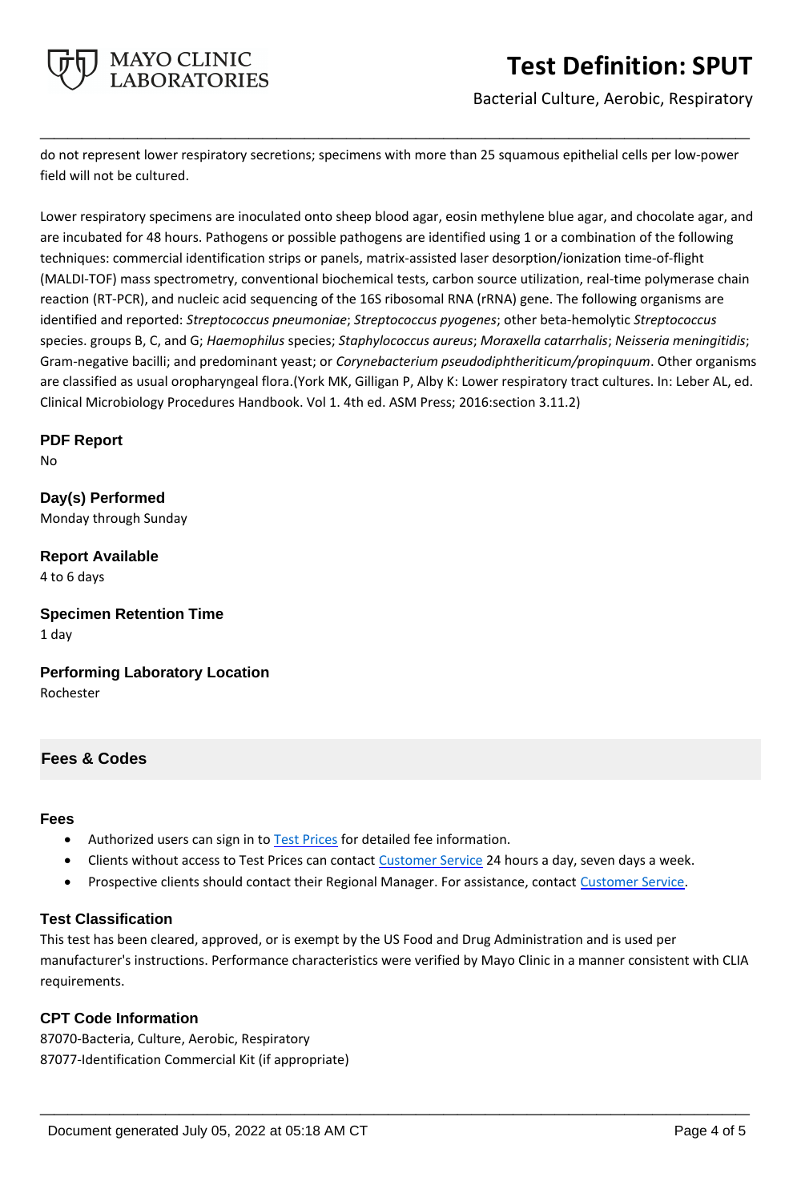do not represent lower respiratory secretions; specimens with more than 25 squamous epithelial cells per low-power field will not be cultured.

Lower respiratory specimens are inoculated onto sheep blood agar, eosin methylene blue agar, and chocolate agar, and are incubated for 48 hours. Pathogens or possible pathogens are identified using 1 or a combination of the following techniques: commercial identification strips or panels, matrix-assisted laser desorption/ionization time-of-flight (MALDI-TOF) mass spectrometry, conventional biochemical tests, carbon source utilization, real-time polymerase chain reaction (RT-PCR), and nucleic acid sequencing of the 16S ribosomal RNA (rRNA) gene. The following organisms are identified and reported: *Streptococcus pneumoniae*; *Streptococcus pyogenes*; other beta-hemolytic *Streptococcus* species. groups B, C, and G; *Haemophilus* species; *Staphylococcus aureus*; *Moraxella catarrhalis*; *Neisseria meningitidis*; Gram-negative bacilli; and predominant yeast; or *Corynebacterium pseudodiphtheriticum/propinquum*. Other organisms are classified as usual oropharyngeal flora.(York MK, Gilligan P, Alby K: Lower respiratory tract cultures. In: Leber AL, ed. Clinical Microbiology Procedures Handbook. Vol 1. 4th ed. ASM Press; 2016:section 3.11.2)

**PDF Report**

No

**Day(s) Performed**

Monday through Sunday

**Report Available**

4 to 6 days

**Specimen Retention Time**

1 day

**Performing Laboratory Location**

Rochester

## Fees & Codes

**Fees**

- Authorized users can sign in to Test Prices for detailed fee information.
- Clients without access to Test Prices can contact Customer Service 24 hours a day, seven days a week.
- Prospective clients should contact their Regional Manager. For assistance, contact Customer Service.

**Test Classification**

This test has been cleared, approved, or is exempt by the US Food and Drug Administration and is used per manufacturer's instructions. Performance characteristics were verified by Mayo Clinic in a manner consistent with CLIA requirements.

**CPT Code Information**

87070-Bacteria, Culture, Aerobic, Respiratory
87077-Identification Commercial Kit (if appropriate)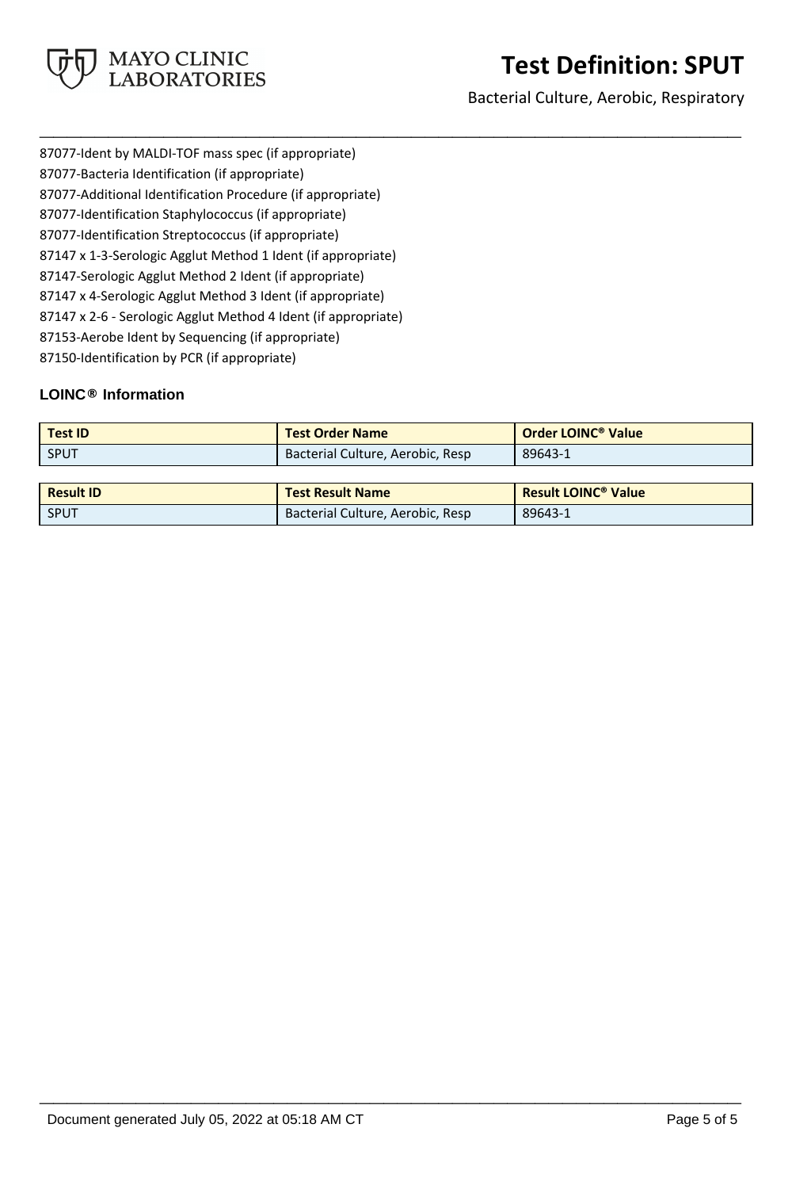87077-Ident by MALDI-TOF mass spec (if appropriate)
87077-Bacteria Identification (if appropriate)
87077-Additional Identification Procedure (if appropriate)
87077-Identification Staphylococcus (if appropriate)
87077-Identification Streptococcus (if appropriate)
87147 x 1-3-Serologic Agglut Method 1 Ident (if appropriate)
87147-Serologic Agglut Method 2 Ident (if appropriate)
87147 x 4-Serologic Agglut Method 3 Ident (if appropriate)
87147 x 2-6 - Serologic Agglut Method 4 Ident (if appropriate)
87153-Aerobe Ident by Sequencing (if appropriate)
87150-Identification by PCR (if appropriate)

### LOINC® Information

| Test ID | Test Order Name | Order LOINC® Value |
|---|---|---|
| SPUT | Bacterial Culture, Aerobic, Resp | 89643-1 |

| Result ID | Test Result Name | Result LOINC® Value |
|---|---|---|
| SPUT | Bacterial Culture, Aerobic, Resp | 89643-1 |